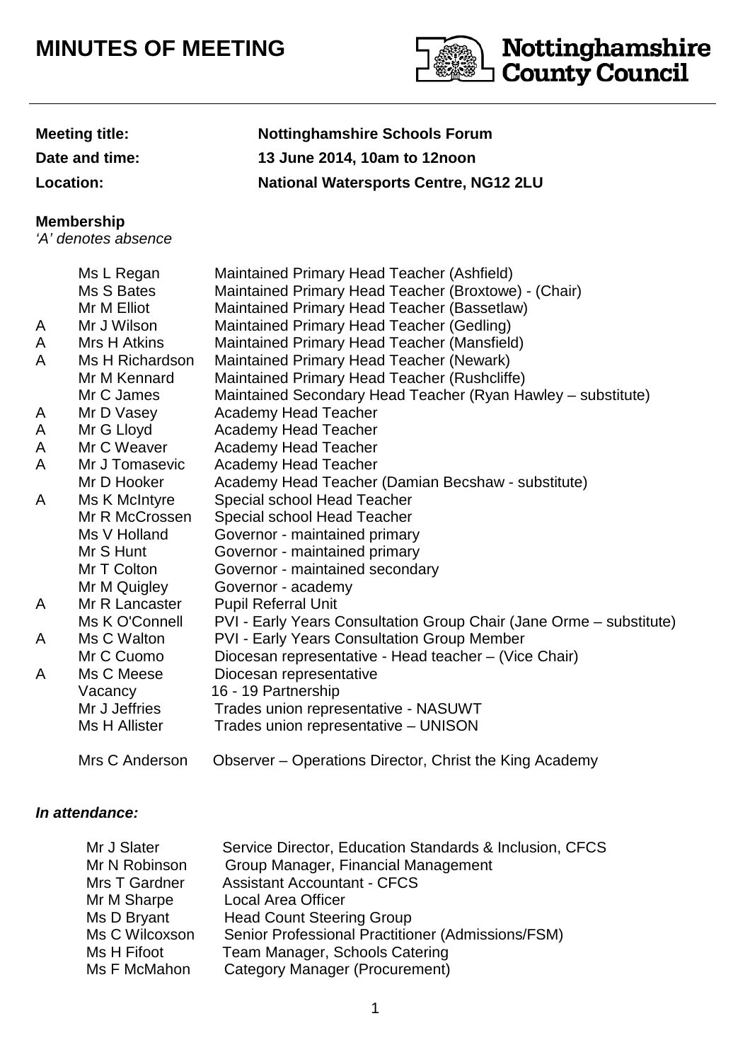# MINUTES OF MEETING

Nottinghamshire County Council

| | |
|---|---|
| **Meeting title:** | **Nottinghamshire Schools Forum** |
| **Date and time:** | **13 June 2014, 10am to 12noon** |
| **Location:** | **National Watersports Centre, NG12 2LU** |

**Membership**
*'A' denotes absence*

| | | |
|---|---|---|
| | Ms L Regan | Maintained Primary Head Teacher (Ashfield) |
| | Ms S Bates | Maintained Primary Head Teacher (Broxtowe) - (Chair) |
| | Mr M Elliot | Maintained Primary Head Teacher (Bassetlaw) |
| A | Mr J Wilson | Maintained Primary Head Teacher (Gedling) |
| A | Mrs H Atkins | Maintained Primary Head Teacher (Mansfield) |
| A | Ms H Richardson | Maintained Primary Head Teacher (Newark) |
| | Mr M Kennard | Maintained Primary Head Teacher (Rushcliffe) |
| | Mr C James | Maintained Secondary Head Teacher (Ryan Hawley – substitute) |
| A | Mr D Vasey | Academy Head Teacher |
| A | Mr G Lloyd | Academy Head Teacher |
| A | Mr C Weaver | Academy Head Teacher |
| A | Mr J Tomasevic | Academy Head Teacher |
| | Mr D Hooker | Academy Head Teacher (Damian Becshaw - substitute) |
| A | Ms K McIntyre | Special school Head Teacher |
| | Mr R McCrossen | Special school Head Teacher |
| | Ms V Holland | Governor - maintained primary |
| | Mr S Hunt | Governor - maintained primary |
| | Mr T Colton | Governor - maintained secondary |
| | Mr M Quigley | Governor - academy |
| A | Mr R Lancaster | Pupil Referral Unit |
| | Ms K O'Connell | PVI - Early Years Consultation Group Chair (Jane Orme – substitute) |
| A | Ms C Walton | PVI - Early Years Consultation Group Member |
| | Mr C Cuomo | Diocesan representative - Head teacher – (Vice Chair) |
| A | Ms C Meese | Diocesan representative |
| | Vacancy | 16 - 19 Partnership |
| | Mr J Jeffries | Trades union representative - NASUWT |
| | Ms H Allister | Trades union representative – UNISON |
| | Mrs C Anderson | Observer – Operations Director, Christ the King Academy |

***In attendance:***

| | |
|---|---|
| Mr J Slater | Service Director, Education Standards & Inclusion, CFCS |
| Mr N Robinson | Group Manager, Financial Management |
| Mrs T Gardner | Assistant Accountant - CFCS |
| Mr M Sharpe | Local Area Officer |
| Ms D Bryant | Head Count Steering Group |
| Ms C Wilcoxson | Senior Professional Practitioner (Admissions/FSM) |
| Ms H Fifoot | Team Manager, Schools Catering |
| Ms F McMahon | Category Manager (Procurement) |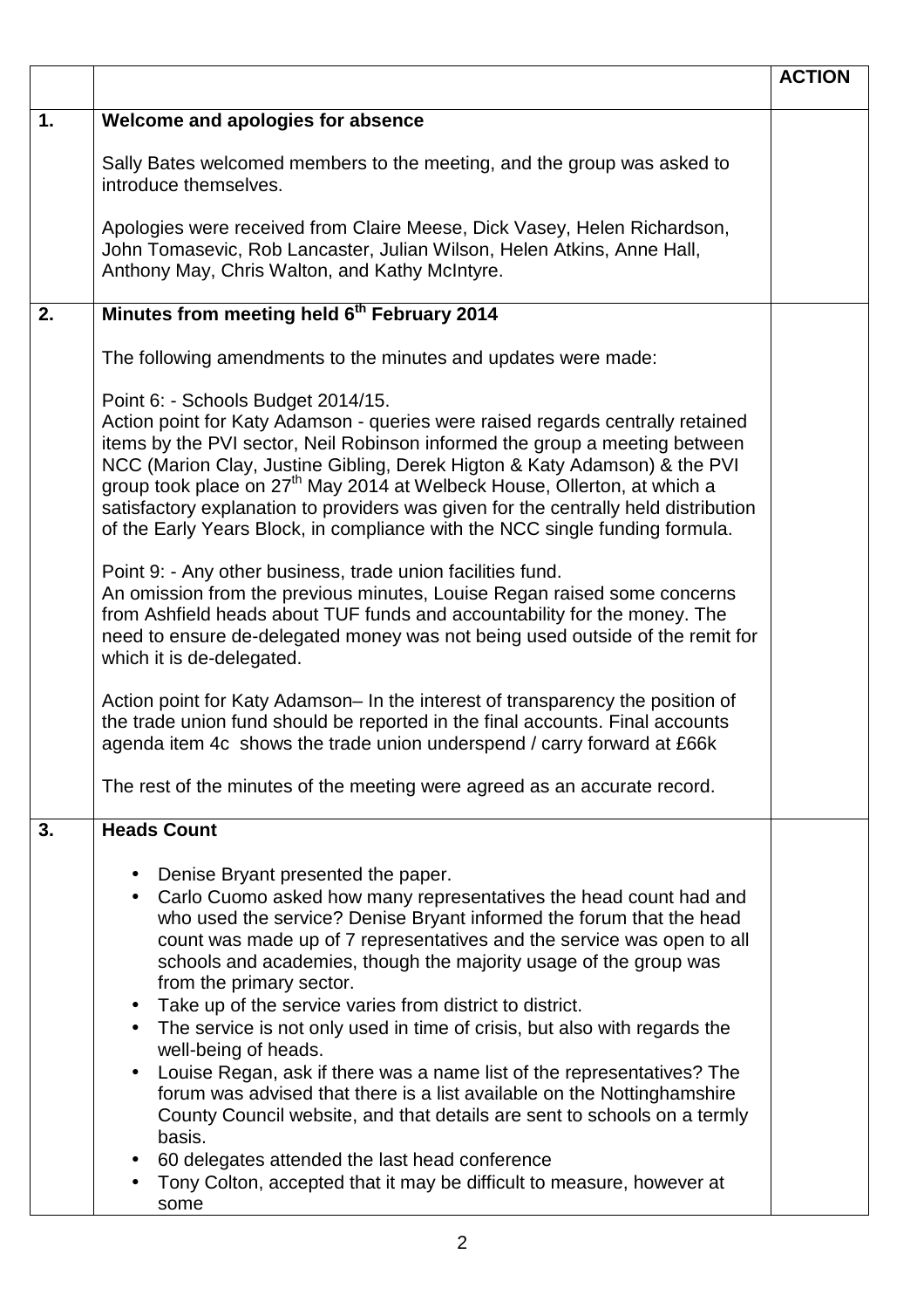|  |  | **ACTION** |
|---|---|---|
| **1.** | **Welcome and apologies for absence**<br><br>Sally Bates welcomed members to the meeting, and the group was asked to introduce themselves.<br><br>Apologies were received from Claire Meese, Dick Vasey, Helen Richardson, John Tomasevic, Rob Lancaster, Julian Wilson, Helen Atkins, Anne Hall, Anthony May, Chris Walton, and Kathy McIntyre. |  |
| **2.** | **Minutes from meeting held 6th February 2014**<br><br>The following amendments to the minutes and updates were made:<br><br>Point 6: - Schools Budget 2014/15.<br>Action point for Katy Adamson - queries were raised regards centrally retained items by the PVI sector, Neil Robinson informed the group a meeting between NCC (Marion Clay, Justine Gibling, Derek Higton & Katy Adamson) & the PVI group took place on 27th May 2014 at Welbeck House, Ollerton, at which a satisfactory explanation to providers was given for the centrally held distribution of the Early Years Block, in compliance with the NCC single funding formula.<br><br>Point 9: - Any other business, trade union facilities fund.<br>An omission from the previous minutes, Louise Regan raised some concerns from Ashfield heads about TUF funds and accountability for the money. The need to ensure de-delegated money was not being used outside of the remit for which it is de-delegated.<br><br>Action point for Katy Adamson– In the interest of transparency the position of the trade union fund should be reported in the final accounts. Final accounts agenda item 4c shows the trade union underspend / carry forward at £66k<br><br>The rest of the minutes of the meeting were agreed as an accurate record. |  |
| **3.** | **Heads Count**<br><br>• Denise Bryant presented the paper.<br>• Carlo Cuomo asked how many representatives the head count had and who used the service? Denise Bryant informed the forum that the head count was made up of 7 representatives and the service was open to all schools and academies, though the majority usage of the group was from the primary sector.<br>• Take up of the service varies from district to district.<br>• The service is not only used in time of crisis, but also with regards the well-being of heads.<br>• Louise Regan, ask if there was a name list of the representatives? The forum was advised that there is a list available on the Nottinghamshire County Council website, and that details are sent to schools on a termly basis.<br>• 60 delegates attended the last head conference<br>• Tony Colton, accepted that it may be difficult to measure, however at some |  |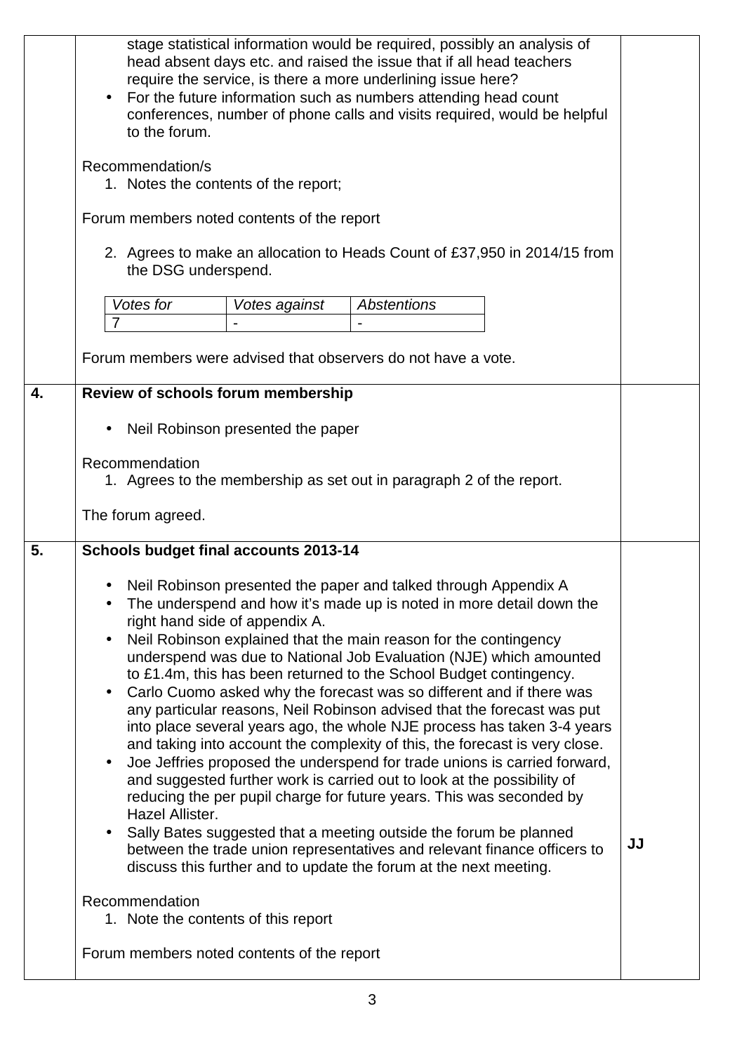| | | |
|---|---|---|
| | stage statistical information would be required, possibly an analysis of head absent days etc. and raised the issue that if all head teachers require the service, is there a more underlining issue here?<br>• For the future information such as numbers attending head count conferences, number of phone calls and visits required, would be helpful to the forum.<br><br>Recommendation/s<br>1. Notes the contents of the report;<br><br>Forum members noted contents of the report<br><br>2. Agrees to make an allocation to Heads Count of £37,950 in 2014/15 from the DSG underspend.<br><br>*Votes for*: 7 — *Votes against*: - — *Abstentions*: -<br><br>Forum members were advised that observers do not have a vote. | |
| **4.** | **Review of schools forum membership**<br><br>• Neil Robinson presented the paper<br><br>Recommendation<br>1. Agrees to the membership as set out in paragraph 2 of the report.<br><br>The forum agreed. | |
| **5.** | **Schools budget final accounts 2013-14**<br><br>• Neil Robinson presented the paper and talked through Appendix A<br>• The underspend and how it's made up is noted in more detail down the right hand side of appendix A.<br>• Neil Robinson explained that the main reason for the contingency underspend was due to National Job Evaluation (NJE) which amounted to £1.4m, this has been returned to the School Budget contingency.<br>• Carlo Cuomo asked why the forecast was so different and if there was any particular reasons, Neil Robinson advised that the forecast was put into place several years ago, the whole NJE process has taken 3-4 years and taking into account the complexity of this, the forecast is very close.<br>• Joe Jeffries proposed the underspend for trade unions is carried forward, and suggested further work is carried out to look at the possibility of reducing the per pupil charge for future years. This was seconded by Hazel Allister.<br>• Sally Bates suggested that a meeting outside the forum be planned between the trade union representatives and relevant finance officers to discuss this further and to update the forum at the next meeting.<br><br>Recommendation<br>1. Note the contents of this report<br><br>Forum members noted contents of the report | **JJ** |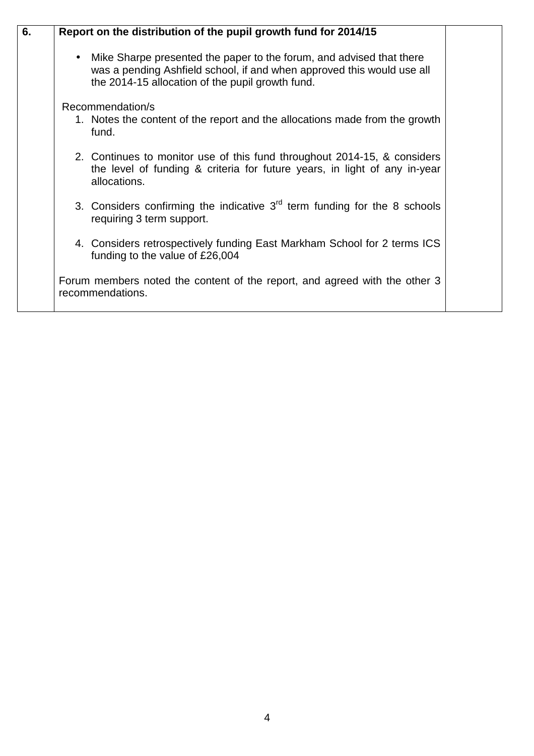| 6. | **Report on the distribution of the pupil growth fund for 2014/15**<br><br>• Mike Sharpe presented the paper to the forum, and advised that there was a pending Ashfield school, if and when approved this would use all the 2014-15 allocation of the pupil growth fund.<br><br>Recommendation/s<br>1. Notes the content of the report and the allocations made from the growth fund.<br><br>2. Continues to monitor use of this fund throughout 2014-15, & considers the level of funding & criteria for future years, in light of any in-year allocations.<br><br>3. Considers confirming the indicative 3rd term funding for the 8 schools requiring 3 term support.<br><br>4. Considers retrospectively funding East Markham School for 2 terms ICS funding to the value of £26,004<br><br>Forum members noted the content of the report, and agreed with the other 3 recommendations. | |
|---|---|---|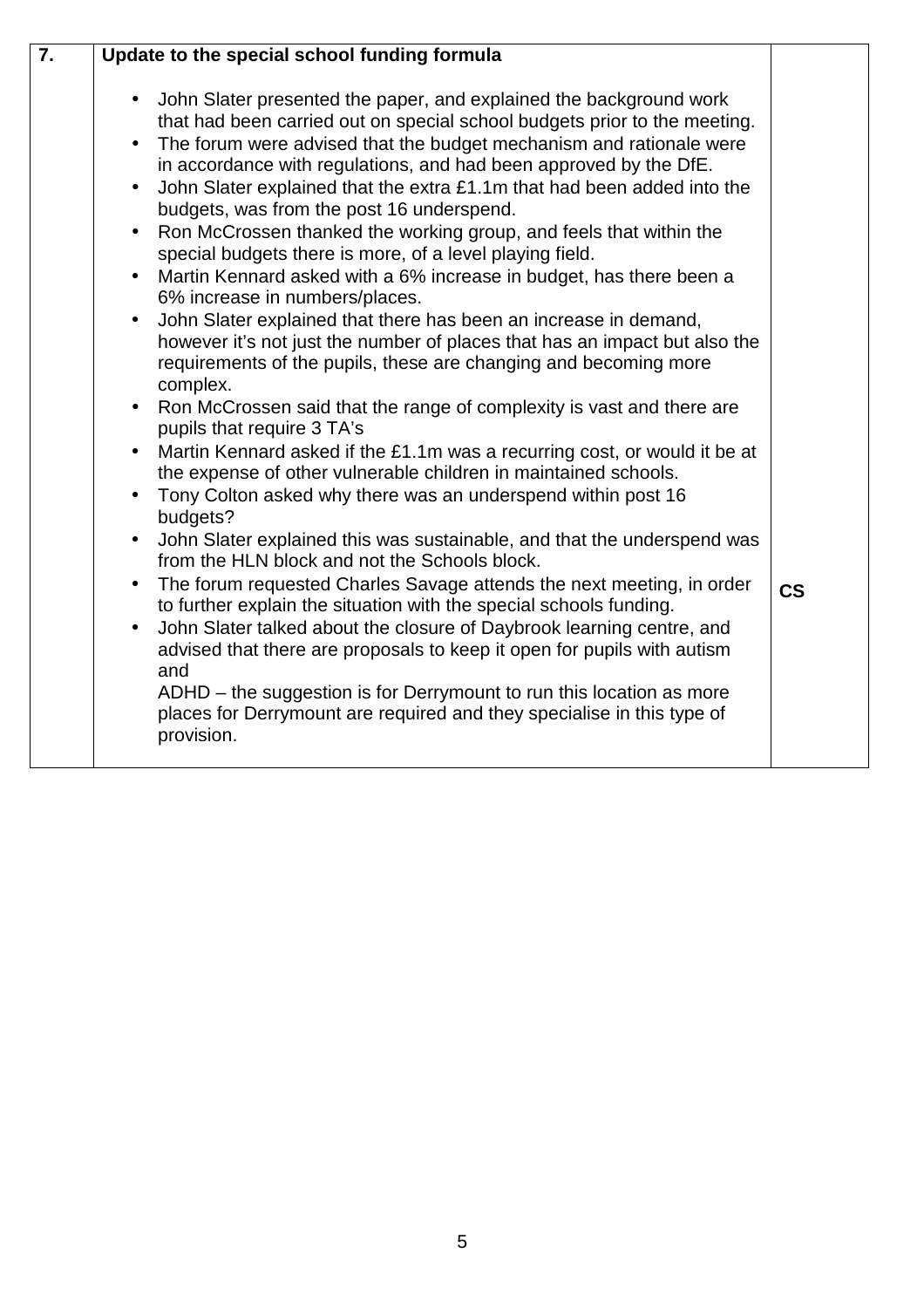| 7. | **Update to the special school funding formula** | |
|---|---|---|
| | • John Slater presented the paper, and explained the background work that had been carried out on special school budgets prior to the meeting.<br>• The forum were advised that the budget mechanism and rationale were in accordance with regulations, and had been approved by the DfE.<br>• John Slater explained that the extra £1.1m that had been added into the budgets, was from the post 16 underspend.<br>• Ron McCrossen thanked the working group, and feels that within the special budgets there is more, of a level playing field.<br>• Martin Kennard asked with a 6% increase in budget, has there been a 6% increase in numbers/places.<br>• John Slater explained that there has been an increase in demand, however it's not just the number of places that has an impact but also the requirements of the pupils, these are changing and becoming more complex.<br>• Ron McCrossen said that the range of complexity is vast and there are pupils that require 3 TA's<br>• Martin Kennard asked if the £1.1m was a recurring cost, or would it be at the expense of other vulnerable children in maintained schools.<br>• Tony Colton asked why there was an underspend within post 16 budgets?<br>• John Slater explained this was sustainable, and that the underspend was from the HLN block and not the Schools block.<br>• The forum requested Charles Savage attends the next meeting, in order to further explain the situation with the special schools funding.<br>• John Slater talked about the closure of Daybrook learning centre, and advised that there are proposals to keep it open for pupils with autism and<br>ADHD – the suggestion is for Derrymount to run this location as more places for Derrymount are required and they specialise in this type of provision. | **CS** |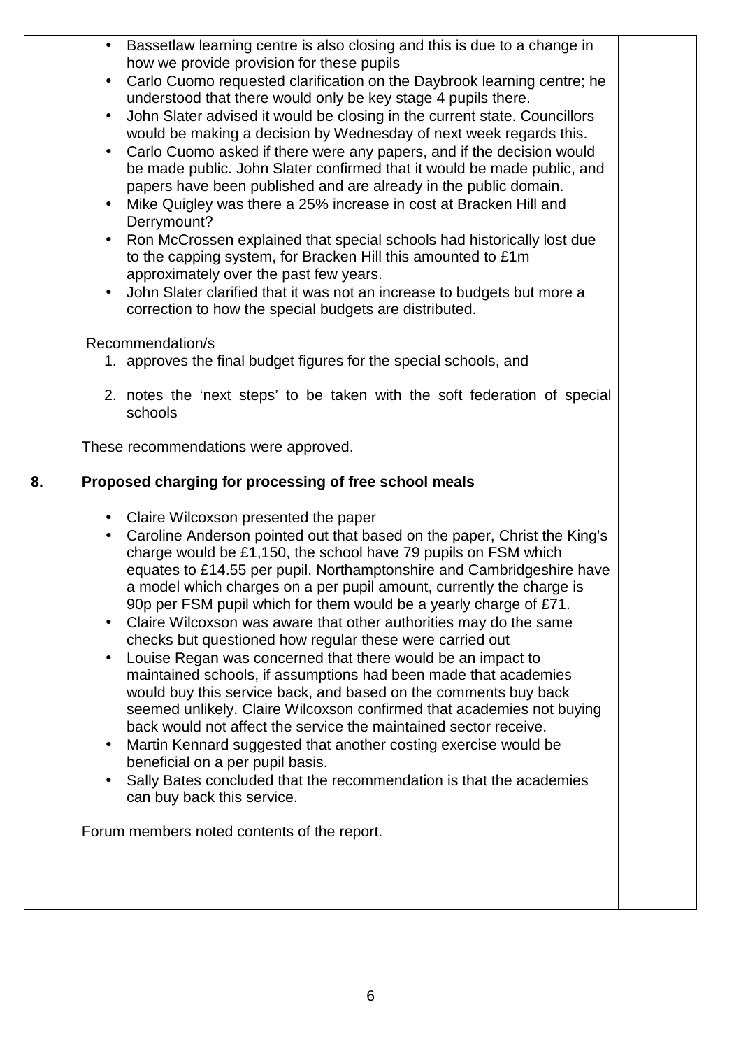| | | |
|---|---|---|
| | • Bassetlaw learning centre is also closing and this is due to a change in how we provide provision for these pupils<br>• Carlo Cuomo requested clarification on the Daybrook learning centre; he understood that there would only be key stage 4 pupils there.<br>• John Slater advised it would be closing in the current state. Councillors would be making a decision by Wednesday of next week regards this.<br>• Carlo Cuomo asked if there were any papers, and if the decision would be made public. John Slater confirmed that it would be made public, and papers have been published and are already in the public domain.<br>• Mike Quigley was there a 25% increase in cost at Bracken Hill and Derrymount?<br>• Ron McCrossen explained that special schools had historically lost due to the capping system, for Bracken Hill this amounted to £1m approximately over the past few years.<br>• John Slater clarified that it was not an increase to budgets but more a correction to how the special budgets are distributed.<br><br>Recommendation/s<br>1. approves the final budget figures for the special schools, and<br>2. notes the 'next steps' to be taken with the soft federation of special schools<br><br>These recommendations were approved. | |
| **8.** | **Proposed charging for processing of free school meals**<br><br>• Claire Wilcoxson presented the paper<br>• Caroline Anderson pointed out that based on the paper, Christ the King's charge would be £1,150, the school have 79 pupils on FSM which equates to £14.55 per pupil. Northamptonshire and Cambridgeshire have a model which charges on a per pupil amount, currently the charge is 90p per FSM pupil which for them would be a yearly charge of £71.<br>• Claire Wilcoxson was aware that other authorities may do the same checks but questioned how regular these were carried out<br>• Louise Regan was concerned that there would be an impact to maintained schools, if assumptions had been made that academies would buy this service back, and based on the comments buy back seemed unlikely. Claire Wilcoxson confirmed that academies not buying back would not affect the service the maintained sector receive.<br>• Martin Kennard suggested that another costing exercise would be beneficial on a per pupil basis.<br>• Sally Bates concluded that the recommendation is that the academies can buy back this service.<br><br>Forum members noted contents of the report. | |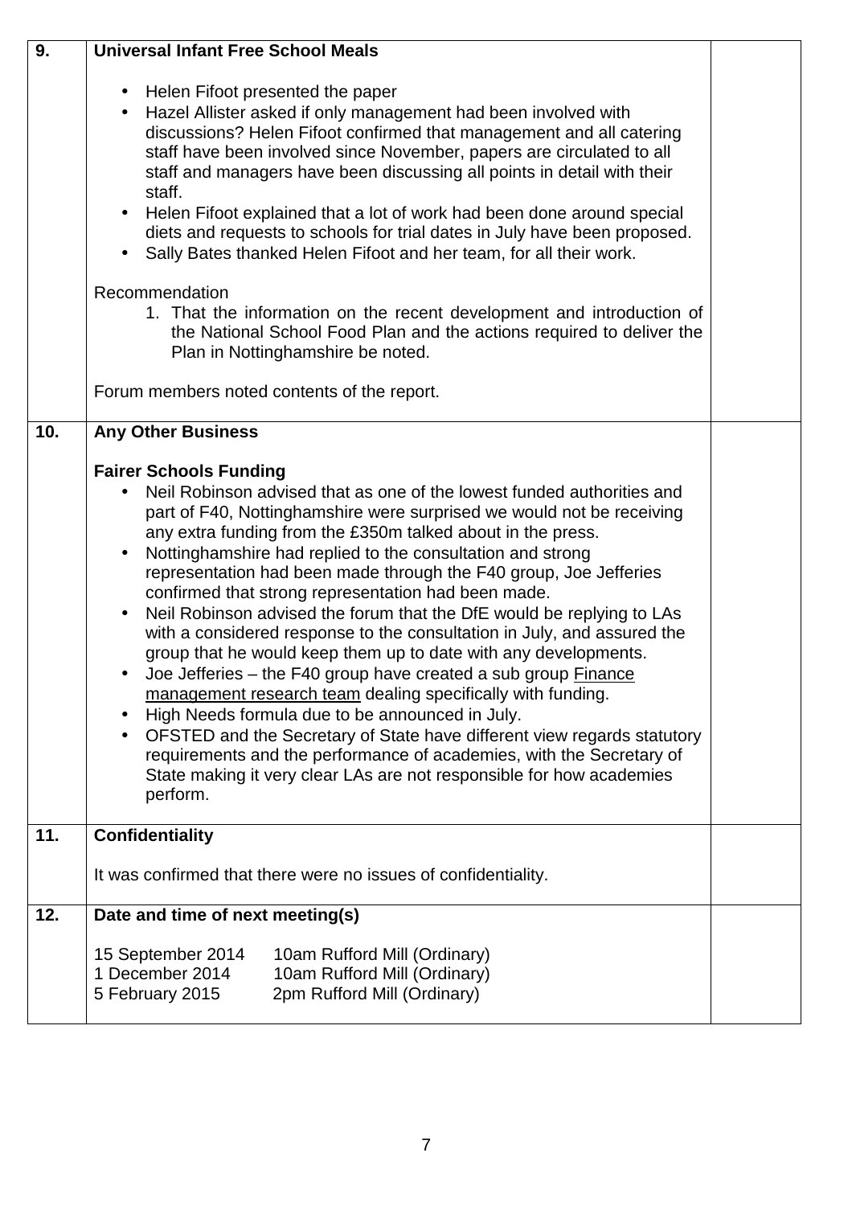| | | |
|---|---|---|
| **9.** | **Universal Infant Free School Meals**<br><br>• Helen Fifoot presented the paper<br>• Hazel Allister asked if only management had been involved with discussions? Helen Fifoot confirmed that management and all catering staff have been involved since November, papers are circulated to all staff and managers have been discussing all points in detail with their staff.<br>• Helen Fifoot explained that a lot of work had been done around special diets and requests to schools for trial dates in July have been proposed.<br>• Sally Bates thanked Helen Fifoot and her team, for all their work.<br><br>Recommendation<br>1. That the information on the recent development and introduction of the National School Food Plan and the actions required to deliver the Plan in Nottinghamshire be noted.<br><br>Forum members noted contents of the report. | |
| **10.** | **Any Other Business**<br><br>**Fairer Schools Funding**<br>• Neil Robinson advised that as one of the lowest funded authorities and part of F40, Nottinghamshire were surprised we would not be receiving any extra funding from the £350m talked about in the press.<br>• Nottinghamshire had replied to the consultation and strong representation had been made through the F40 group, Joe Jefferies confirmed that strong representation had been made.<br>• Neil Robinson advised the forum that the DfE would be replying to LAs with a considered response to the consultation in July, and assured the group that he would keep them up to date with any developments.<br>• Joe Jefferies – the F40 group have created a sub group Finance management research team dealing specifically with funding.<br>• High Needs formula due to be announced in July.<br>• OFSTED and the Secretary of State have different view regards statutory requirements and the performance of academies, with the Secretary of State making it very clear LAs are not responsible for how academies perform. | |
| **11.** | **Confidentiality**<br><br>It was confirmed that there were no issues of confidentiality. | |
| **12.** | **Date and time of next meeting(s)**<br><br>15 September 2014 10am Rufford Mill (Ordinary)<br>1 December 2014 10am Rufford Mill (Ordinary)<br>5 February 2015 2pm Rufford Mill (Ordinary) | |